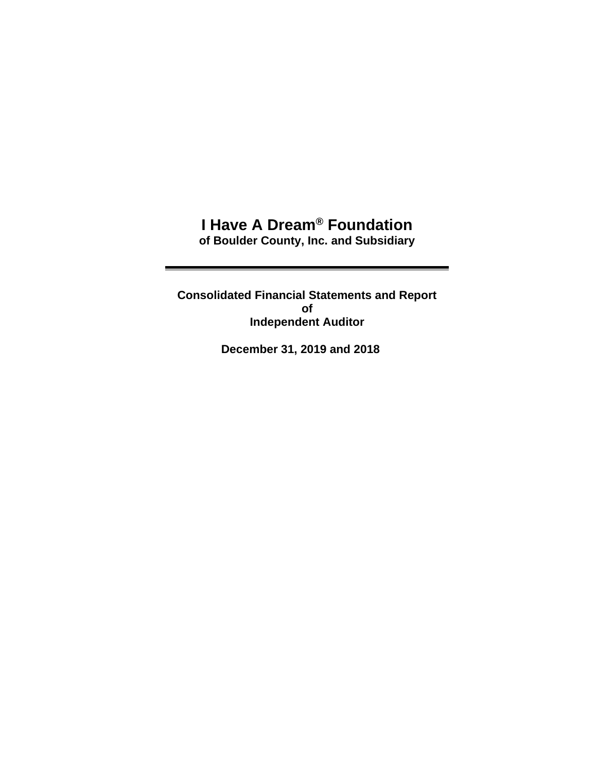# I Have A Dream® Foundation

**of Boulder County, Inc. and Subsidiary**

---

**Consolidated Financial Statements and Report of Independent Auditor**

**December 31, 2019 and 2018**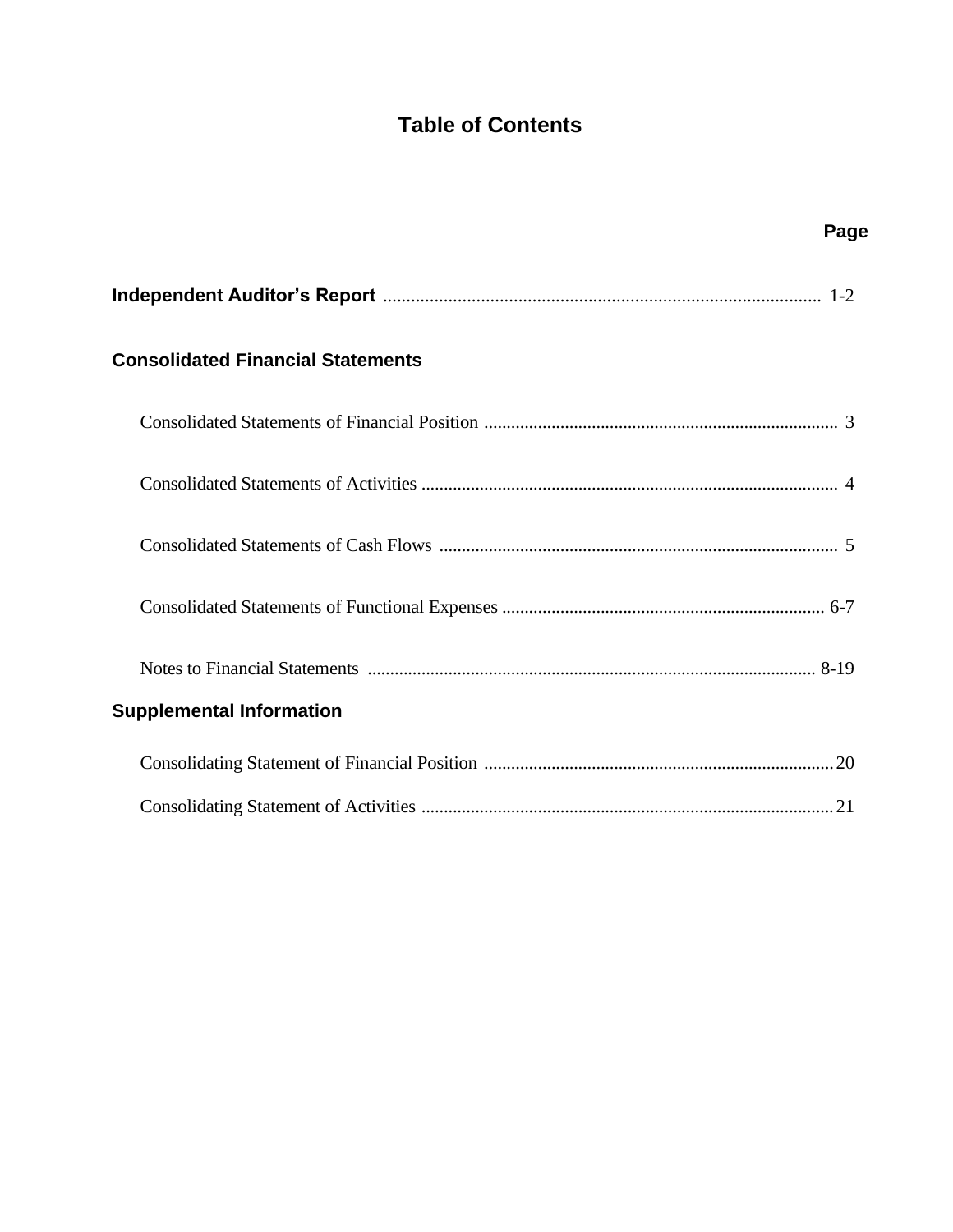# Table of Contents

| | Page |
|---|---|
| **Independent Auditor's Report** | 1-2 |
| **Consolidated Financial Statements** | |
| Consolidated Statements of Financial Position | 3 |
| Consolidated Statements of Activities | 4 |
| Consolidated Statements of Cash Flows | 5 |
| Consolidated Statements of Functional Expenses | 6-7 |
| Notes to Financial Statements | 8-19 |
| **Supplemental Information** | |
| Consolidating Statement of Financial Position | 20 |
| Consolidating Statement of Activities | 21 |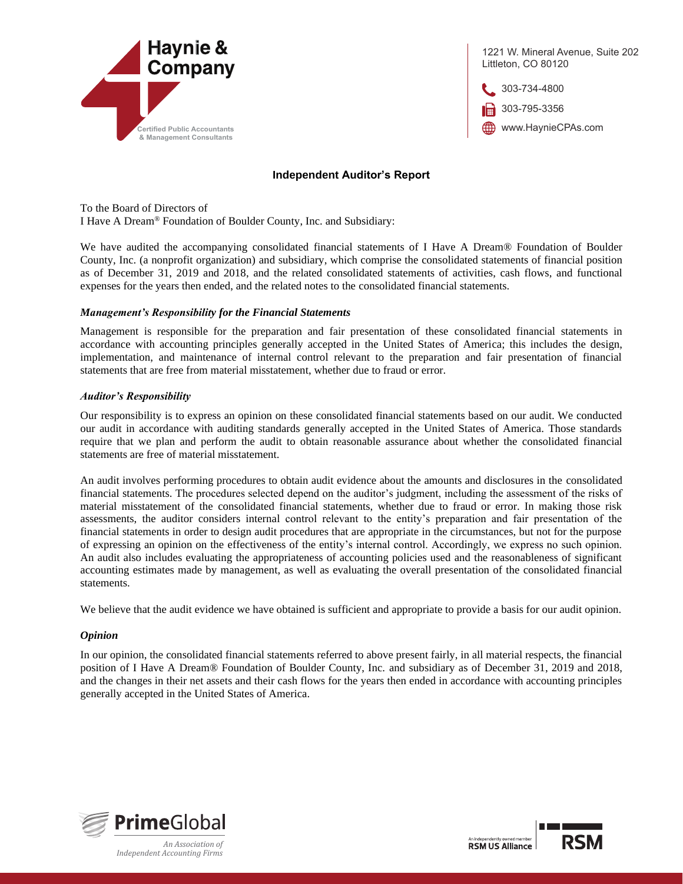Haynie & Company

Certified Public Accountants & Management Consultants

1221 W. Mineral Avenue, Suite 202
Littleton, CO 80120

303-734-4800

303-795-3356

www.HaynieCPAs.com

## Independent Auditor's Report

To the Board of Directors of
I Have A Dream® Foundation of Boulder County, Inc. and Subsidiary:

We have audited the accompanying consolidated financial statements of I Have A Dream® Foundation of Boulder County, Inc. (a nonprofit organization) and subsidiary, which comprise the consolidated statements of financial position as of December 31, 2019 and 2018, and the related consolidated statements of activities, cash flows, and functional expenses for the years then ended, and the related notes to the consolidated financial statements.

### *Management's Responsibility for the Financial Statements*

Management is responsible for the preparation and fair presentation of these consolidated financial statements in accordance with accounting principles generally accepted in the United States of America; this includes the design, implementation, and maintenance of internal control relevant to the preparation and fair presentation of financial statements that are free from material misstatement, whether due to fraud or error.

### *Auditor's Responsibility*

Our responsibility is to express an opinion on these consolidated financial statements based on our audit. We conducted our audit in accordance with auditing standards generally accepted in the United States of America. Those standards require that we plan and perform the audit to obtain reasonable assurance about whether the consolidated financial statements are free of material misstatement.

An audit involves performing procedures to obtain audit evidence about the amounts and disclosures in the consolidated financial statements. The procedures selected depend on the auditor's judgment, including the assessment of the risks of material misstatement of the consolidated financial statements, whether due to fraud or error. In making those risk assessments, the auditor considers internal control relevant to the entity's preparation and fair presentation of the financial statements in order to design audit procedures that are appropriate in the circumstances, but not for the purpose of expressing an opinion on the effectiveness of the entity's internal control. Accordingly, we express no such opinion. An audit also includes evaluating the appropriateness of accounting policies used and the reasonableness of significant accounting estimates made by management, as well as evaluating the overall presentation of the consolidated financial statements.

We believe that the audit evidence we have obtained is sufficient and appropriate to provide a basis for our audit opinion.

### *Opinion*

In our opinion, the consolidated financial statements referred to above present fairly, in all material respects, the financial position of I Have A Dream® Foundation of Boulder County, Inc. and subsidiary as of December 31, 2019 and 2018, and the changes in their net assets and their cash flows for the years then ended in accordance with accounting principles generally accepted in the United States of America.

PrimeGlobal
*An Association of Independent Accounting Firms*

An independently owned member RSM US Alliance

RSM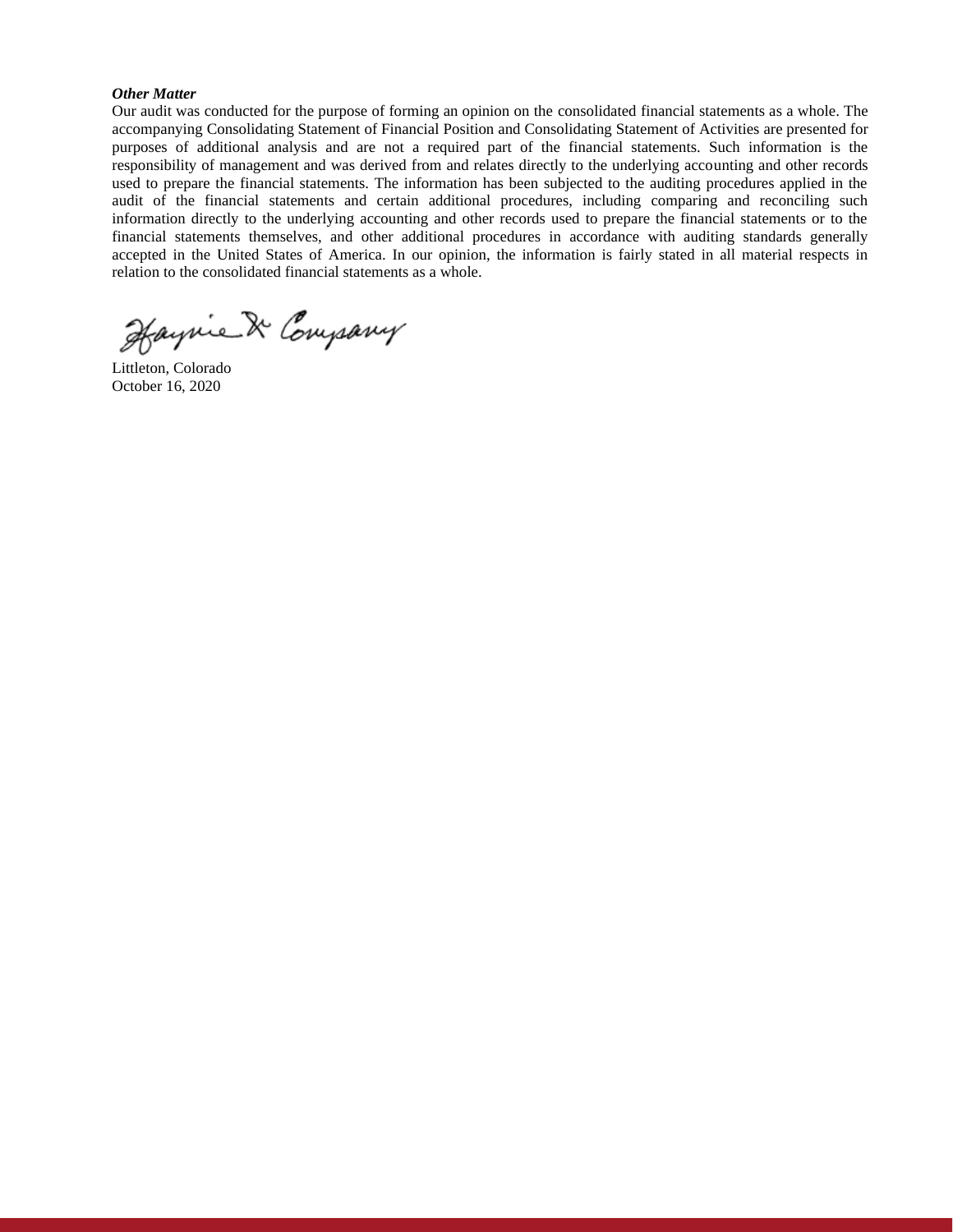***Other Matter***

Our audit was conducted for the purpose of forming an opinion on the consolidated financial statements as a whole. The accompanying Consolidating Statement of Financial Position and Consolidating Statement of Activities are presented for purposes of additional analysis and are not a required part of the financial statements. Such information is the responsibility of management and was derived from and relates directly to the underlying accounting and other records used to prepare the financial statements. The information has been subjected to the auditing procedures applied in the audit of the financial statements and certain additional procedures, including comparing and reconciling such information directly to the underlying accounting and other records used to prepare the financial statements or to the financial statements themselves, and other additional procedures in accordance with auditing standards generally accepted in the United States of America. In our opinion, the information is fairly stated in all material respects in relation to the consolidated financial statements as a whole.

Haynie & Company

Littleton, Colorado
October 16, 2020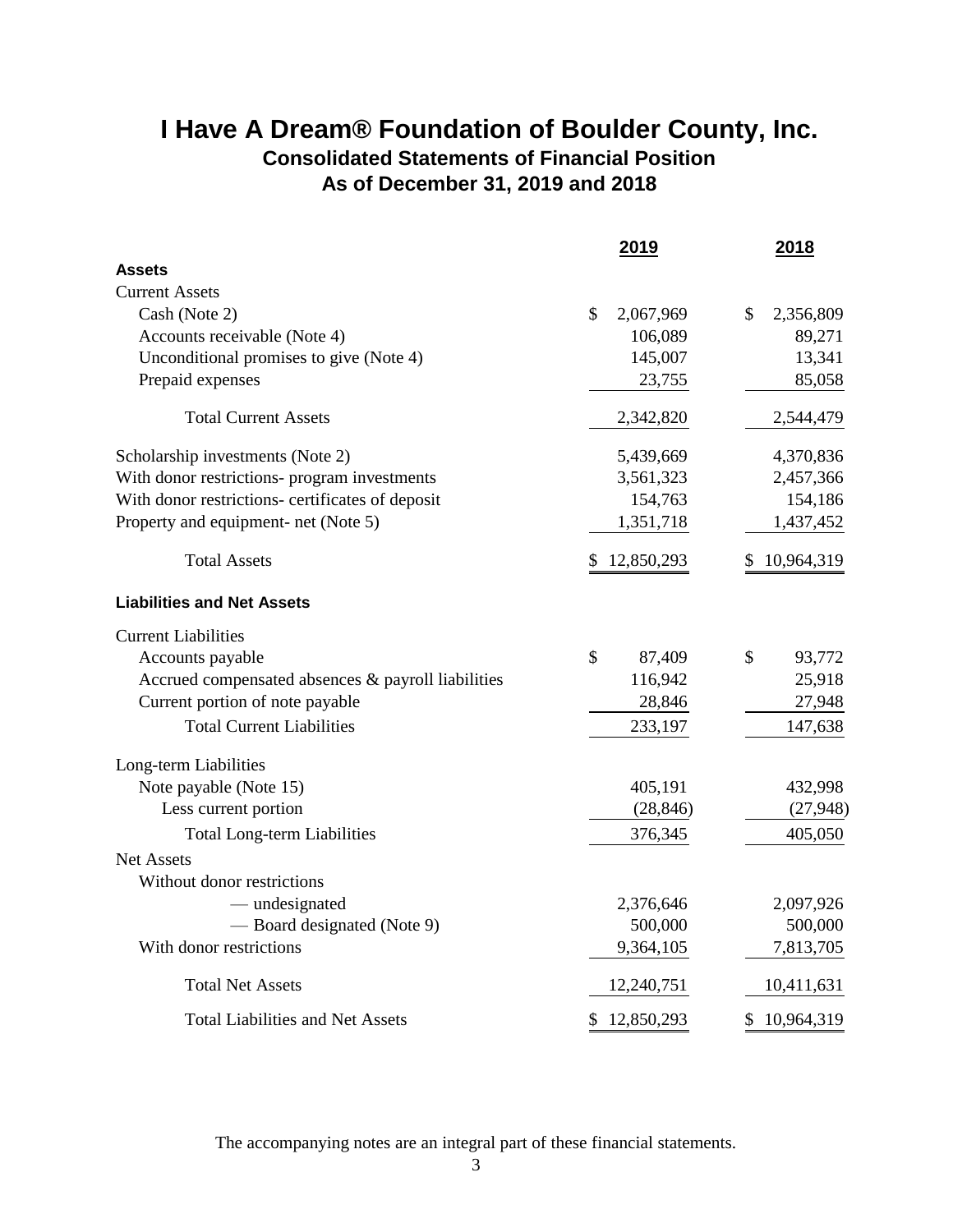# I Have A Dream® Foundation of Boulder County, Inc.

## Consolidated Statements of Financial Position

## As of December 31, 2019 and 2018

| | 2019 | 2018 |
|---|---|---|
| **Assets** | | |
| Current Assets | | |
| Cash (Note 2) | $ 2,067,969 | $ 2,356,809 |
| Accounts receivable (Note 4) | 106,089 | 89,271 |
| Unconditional promises to give (Note 4) | 145,007 | 13,341 |
| Prepaid expenses | 23,755 | 85,058 |
| Total Current Assets | 2,342,820 | 2,544,479 |
| Scholarship investments (Note 2) | 5,439,669 | 4,370,836 |
| With donor restrictions- program investments | 3,561,323 | 2,457,366 |
| With donor restrictions- certificates of deposit | 154,763 | 154,186 |
| Property and equipment- net (Note 5) | 1,351,718 | 1,437,452 |
| Total Assets | $ 12,850,293 | $ 10,964,319 |
| **Liabilities and Net Assets** | | |
| Current Liabilities | | |
| Accounts payable | $ 87,409 | $ 93,772 |
| Accrued compensated absences & payroll liabilities | 116,942 | 25,918 |
| Current portion of note payable | 28,846 | 27,948 |
| Total Current Liabilities | 233,197 | 147,638 |
| Long-term Liabilities | | |
| Note payable (Note 15) | 405,191 | 432,998 |
| Less current portion | (28,846) | (27,948) |
| Total Long-term Liabilities | 376,345 | 405,050 |
| Net Assets | | |
| Without donor restrictions | | |
| — undesignated | 2,376,646 | 2,097,926 |
| — Board designated (Note 9) | 500,000 | 500,000 |
| With donor restrictions | 9,364,105 | 7,813,705 |
| Total Net Assets | 12,240,751 | 10,411,631 |
| Total Liabilities and Net Assets | $ 12,850,293 | $ 10,964,319 |

The accompanying notes are an integral part of these financial statements.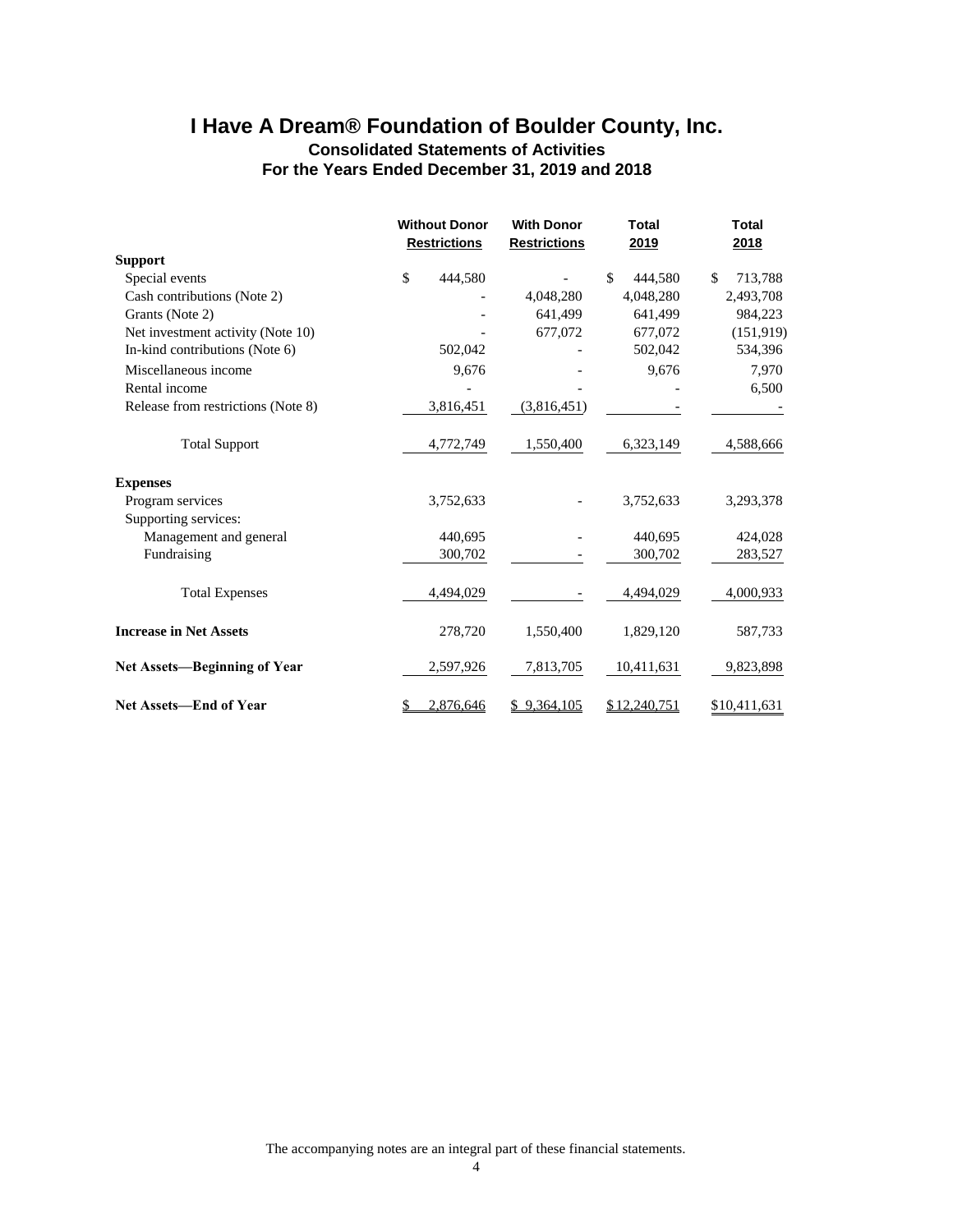# I Have A Dream® Foundation of Boulder County, Inc.

## Consolidated Statements of Activities

### For the Years Ended December 31, 2019 and 2018

| | Without Donor Restrictions | With Donor Restrictions | Total 2019 | Total 2018 |
|---|---|---|---|---|
| **Support** | | | | |
| Special events | $ 444,580 | - | $ 444,580 | $ 713,788 |
| Cash contributions (Note 2) | - | 4,048,280 | 4,048,280 | 2,493,708 |
| Grants (Note 2) | - | 641,499 | 641,499 | 984,223 |
| Net investment activity (Note 10) | - | 677,072 | 677,072 | (151,919) |
| In-kind contributions (Note 6) | 502,042 | - | 502,042 | 534,396 |
| Miscellaneous income | 9,676 | - | 9,676 | 7,970 |
| Rental income | - | - | - | 6,500 |
| Release from restrictions (Note 8) | 3,816,451 | (3,816,451) | - | - |
| Total Support | 4,772,749 | 1,550,400 | 6,323,149 | 4,588,666 |
| **Expenses** | | | | |
| Program services | 3,752,633 | - | 3,752,633 | 3,293,378 |
| Supporting services: | | | | |
| Management and general | 440,695 | - | 440,695 | 424,028 |
| Fundraising | 300,702 | - | 300,702 | 283,527 |
| Total Expenses | 4,494,029 | - | 4,494,029 | 4,000,933 |
| **Increase in Net Assets** | 278,720 | 1,550,400 | 1,829,120 | 587,733 |
| **Net Assets—Beginning of Year** | 2,597,926 | 7,813,705 | 10,411,631 | 9,823,898 |
| **Net Assets—End of Year** | $ 2,876,646 | $ 9,364,105 | $12,240,751 | $10,411,631 |

The accompanying notes are an integral part of these financial statements.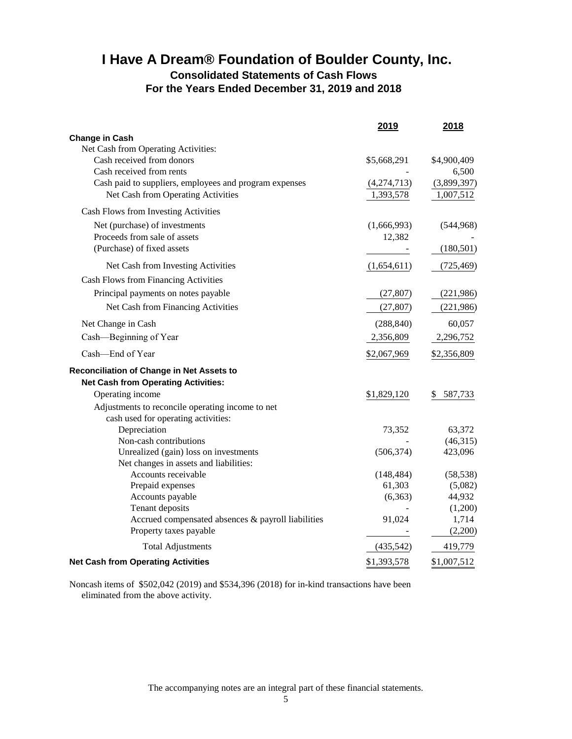# I Have A Dream® Foundation of Boulder County, Inc.

## Consolidated Statements of Cash Flows

## For the Years Ended December 31, 2019 and 2018

| | 2019 | 2018 |
|---|---|---|
| **Change in Cash** | | |
| Net Cash from Operating Activities: | | |
| Cash received from donors | $5,668,291 | $4,900,409 |
| Cash received from rents | - | 6,500 |
| Cash paid to suppliers, employees and program expenses | (4,274,713) | (3,899,397) |
| Net Cash from Operating Activities | 1,393,578 | 1,007,512 |
| Cash Flows from Investing Activities | | |
| Net (purchase) of investments | (1,666,993) | (544,968) |
| Proceeds from sale of assets | 12,382 | - |
| (Purchase) of fixed assets | - | (180,501) |
| Net Cash from Investing Activities | (1,654,611) | (725,469) |
| Cash Flows from Financing Activities | | |
| Principal payments on notes payable | (27,807) | (221,986) |
| Net Cash from Financing Activities | (27,807) | (221,986) |
| Net Change in Cash | (288,840) | 60,057 |
| Cash—Beginning of Year | 2,356,809 | 2,296,752 |
| Cash—End of Year | $2,067,969 | $2,356,809 |
| **Reconciliation of Change in Net Assets to** | | |
| **Net Cash from Operating Activities:** | | |
| Operating income | $1,829,120 | $ 587,733 |
| Adjustments to reconcile operating income to net cash used for operating activities: | | |
| Depreciation | 73,352 | 63,372 |
| Non-cash contributions | - | (46,315) |
| Unrealized (gain) loss on investments | (506,374) | 423,096 |
| Net changes in assets and liabilities: | | |
| Accounts receivable | (148,484) | (58,538) |
| Prepaid expenses | 61,303 | (5,082) |
| Accounts payable | (6,363) | 44,932 |
| Tenant deposits | - | (1,200) |
| Accrued compensated absences & payroll liabilities | 91,024 | 1,714 |
| Property taxes payable | - | (2,200) |
| Total Adjustments | (435,542) | 419,779 |
| **Net Cash from Operating Activities** | $1,393,578 | $1,007,512 |

Noncash items of $502,042 (2019) and $534,396 (2018) for in-kind transactions have been eliminated from the above activity.

The accompanying notes are an integral part of these financial statements.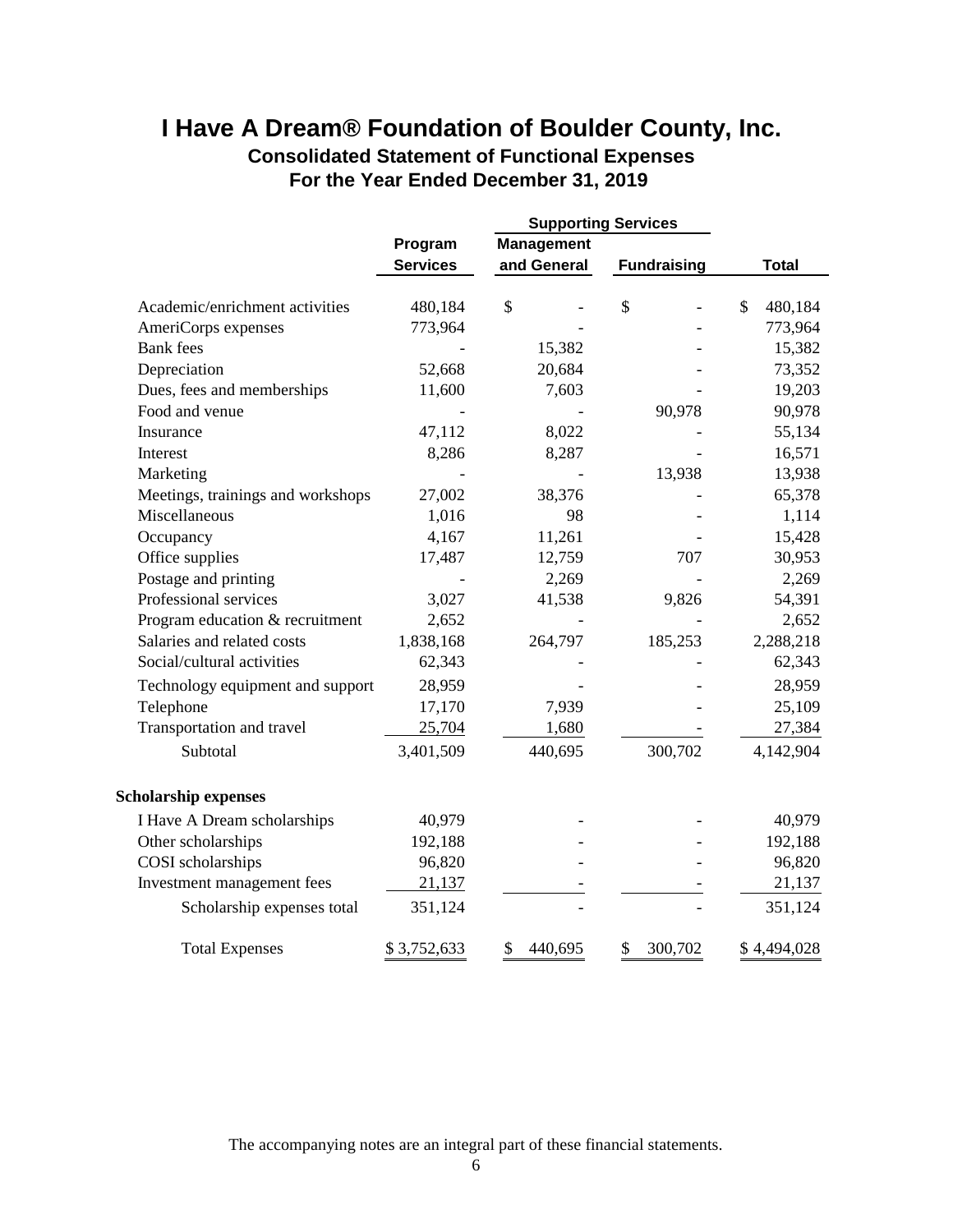# I Have A Dream® Foundation of Boulder County, Inc.

## Consolidated Statement of Functional Expenses

## For the Year Ended December 31, 2019

| | Program Services | Supporting Services | | Total |
|---|---|---|---|---|
| | | Management and General | Fundraising | |
| Academic/enrichment activities | 480,184 | $ - | $ - | $ 480,184 |
| AmeriCorps expenses | 773,964 | - | - | 773,964 |
| Bank fees | - | 15,382 | - | 15,382 |
| Depreciation | 52,668 | 20,684 | - | 73,352 |
| Dues, fees and memberships | 11,600 | 7,603 | - | 19,203 |
| Food and venue | - | - | 90,978 | 90,978 |
| Insurance | 47,112 | 8,022 | - | 55,134 |
| Interest | 8,286 | 8,287 | - | 16,571 |
| Marketing | - | - | 13,938 | 13,938 |
| Meetings, trainings and workshops | 27,002 | 38,376 | - | 65,378 |
| Miscellaneous | 1,016 | 98 | - | 1,114 |
| Occupancy | 4,167 | 11,261 | - | 15,428 |
| Office supplies | 17,487 | 12,759 | 707 | 30,953 |
| Postage and printing | - | 2,269 | - | 2,269 |
| Professional services | 3,027 | 41,538 | 9,826 | 54,391 |
| Program education & recruitment | 2,652 | - | - | 2,652 |
| Salaries and related costs | 1,838,168 | 264,797 | 185,253 | 2,288,218 |
| Social/cultural activities | 62,343 | - | - | 62,343 |
| Technology equipment and support | 28,959 | - | - | 28,959 |
| Telephone | 17,170 | 7,939 | - | 25,109 |
| Transportation and travel | 25,704 | 1,680 | - | 27,384 |
| Subtotal | 3,401,509 | 440,695 | 300,702 | 4,142,904 |
| **Scholarship expenses** | | | | |
| I Have A Dream scholarships | 40,979 | - | - | 40,979 |
| Other scholarships | 192,188 | - | - | 192,188 |
| COSI scholarships | 96,820 | - | - | 96,820 |
| Investment management fees | 21,137 | - | - | 21,137 |
| Scholarship expenses total | 351,124 | - | - | 351,124 |
| Total Expenses | $ 3,752,633 | $ 440,695 | $ 300,702 | $ 4,494,028 |

The accompanying notes are an integral part of these financial statements.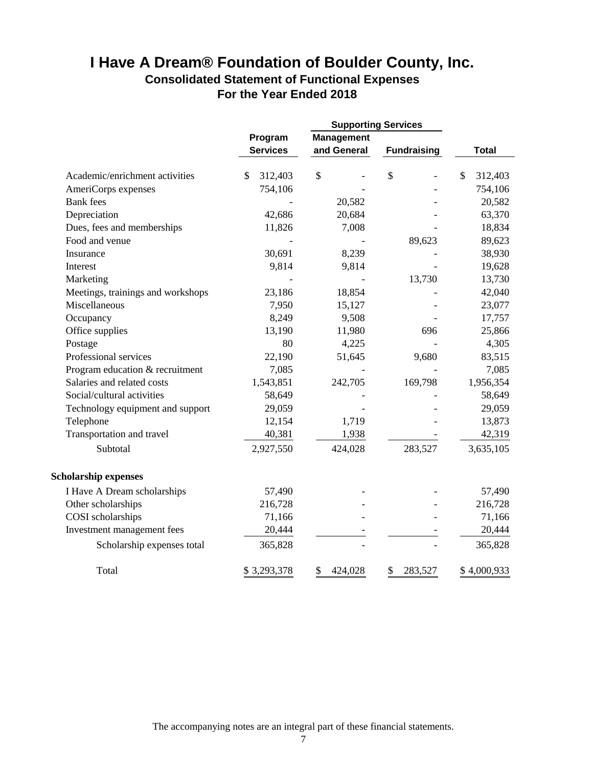# I Have A Dream® Foundation of Boulder County, Inc.

## Consolidated Statement of Functional Expenses

## For the Year Ended 2018

| | Program Services | Supporting Services | | Total |
|---|---|---|---|---|
| | | Management and General | Fundraising | |
| Academic/enrichment activities | $ 312,403 | $ - | $ - | $ 312,403 |
| AmeriCorps expenses | 754,106 | - | - | 754,106 |
| Bank fees | - | 20,582 | - | 20,582 |
| Depreciation | 42,686 | 20,684 | - | 63,370 |
| Dues, fees and memberships | 11,826 | 7,008 | - | 18,834 |
| Food and venue | - | - | 89,623 | 89,623 |
| Insurance | 30,691 | 8,239 | - | 38,930 |
| Interest | 9,814 | 9,814 | - | 19,628 |
| Marketing | - | - | 13,730 | 13,730 |
| Meetings, trainings and workshops | 23,186 | 18,854 | - | 42,040 |
| Miscellaneous | 7,950 | 15,127 | - | 23,077 |
| Occupancy | 8,249 | 9,508 | - | 17,757 |
| Office supplies | 13,190 | 11,980 | 696 | 25,866 |
| Postage | 80 | 4,225 | - | 4,305 |
| Professional services | 22,190 | 51,645 | 9,680 | 83,515 |
| Program education & recruitment | 7,085 | - | - | 7,085 |
| Salaries and related costs | 1,543,851 | 242,705 | 169,798 | 1,956,354 |
| Social/cultural activities | 58,649 | - | - | 58,649 |
| Technology equipment and support | 29,059 | - | - | 29,059 |
| Telephone | 12,154 | 1,719 | - | 13,873 |
| Transportation and travel | 40,381 | 1,938 | - | 42,319 |
| Subtotal | 2,927,550 | 424,028 | 283,527 | 3,635,105 |
| **Scholarship expenses** | | | | |
| I Have A Dream scholarships | 57,490 | - | - | 57,490 |
| Other scholarships | 216,728 | - | - | 216,728 |
| COSI scholarships | 71,166 | - | - | 71,166 |
| Investment management fees | 20,444 | - | - | 20,444 |
| Scholarship expenses total | 365,828 | - | - | 365,828 |
| Total | $ 3,293,378 | $ 424,028 | $ 283,527 | $ 4,000,933 |

The accompanying notes are an integral part of these financial statements.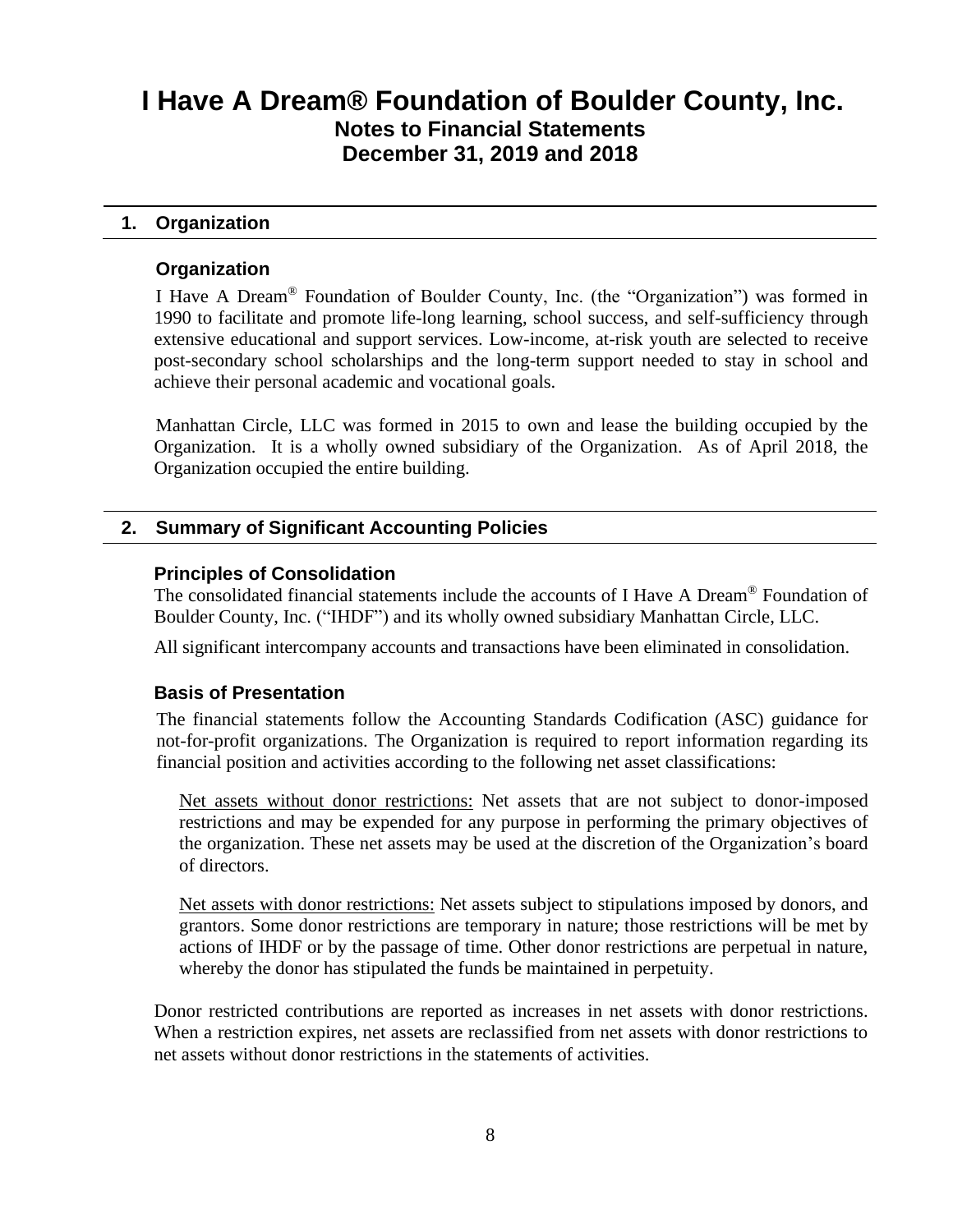# I Have A Dream® Foundation of Boulder County, Inc.
## Notes to Financial Statements
## December 31, 2019 and 2018

### 1. Organization

#### Organization

I Have A Dream® Foundation of Boulder County, Inc. (the "Organization") was formed in 1990 to facilitate and promote life-long learning, school success, and self-sufficiency through extensive educational and support services. Low-income, at-risk youth are selected to receive post-secondary school scholarships and the long-term support needed to stay in school and achieve their personal academic and vocational goals.

Manhattan Circle, LLC was formed in 2015 to own and lease the building occupied by the Organization. It is a wholly owned subsidiary of the Organization. As of April 2018, the Organization occupied the entire building.

### 2. Summary of Significant Accounting Policies

#### Principles of Consolidation

The consolidated financial statements include the accounts of I Have A Dream® Foundation of Boulder County, Inc. ("IHDF") and its wholly owned subsidiary Manhattan Circle, LLC.

All significant intercompany accounts and transactions have been eliminated in consolidation.

#### Basis of Presentation

The financial statements follow the Accounting Standards Codification (ASC) guidance for not-for-profit organizations. The Organization is required to report information regarding its financial position and activities according to the following net asset classifications:

Net assets without donor restrictions: Net assets that are not subject to donor-imposed restrictions and may be expended for any purpose in performing the primary objectives of the organization. These net assets may be used at the discretion of the Organization's board of directors.

Net assets with donor restrictions: Net assets subject to stipulations imposed by donors, and grantors. Some donor restrictions are temporary in nature; those restrictions will be met by actions of IHDF or by the passage of time. Other donor restrictions are perpetual in nature, whereby the donor has stipulated the funds be maintained in perpetuity.

Donor restricted contributions are reported as increases in net assets with donor restrictions. When a restriction expires, net assets are reclassified from net assets with donor restrictions to net assets without donor restrictions in the statements of activities.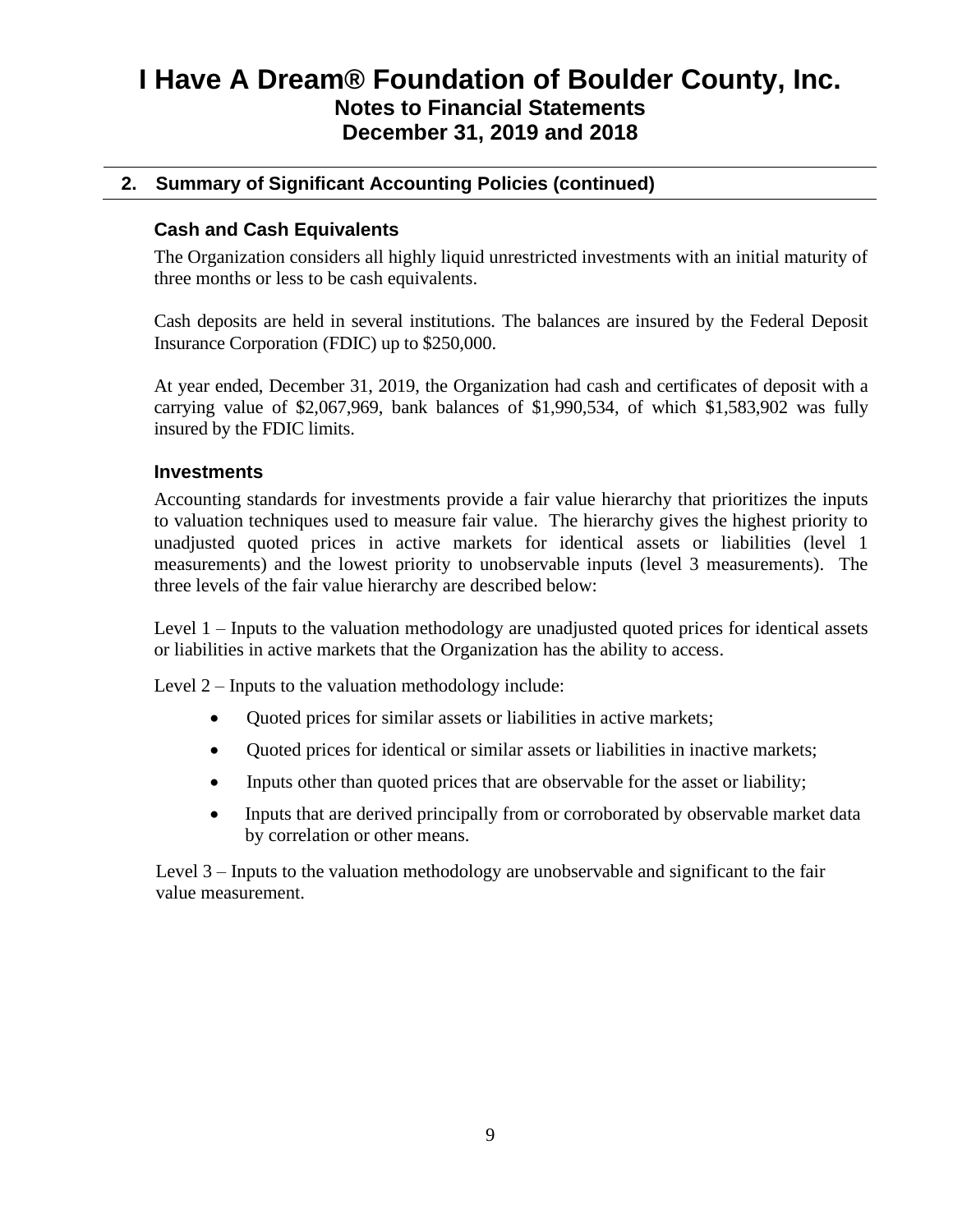## 2. Summary of Significant Accounting Policies (continued)

### Cash and Cash Equivalents

The Organization considers all highly liquid unrestricted investments with an initial maturity of three months or less to be cash equivalents.

Cash deposits are held in several institutions. The balances are insured by the Federal Deposit Insurance Corporation (FDIC) up to $250,000.

At year ended, December 31, 2019, the Organization had cash and certificates of deposit with a carrying value of $2,067,969, bank balances of $1,990,534, of which $1,583,902 was fully insured by the FDIC limits.

### Investments

Accounting standards for investments provide a fair value hierarchy that prioritizes the inputs to valuation techniques used to measure fair value. The hierarchy gives the highest priority to unadjusted quoted prices in active markets for identical assets or liabilities (level 1 measurements) and the lowest priority to unobservable inputs (level 3 measurements). The three levels of the fair value hierarchy are described below:

Level 1 – Inputs to the valuation methodology are unadjusted quoted prices for identical assets or liabilities in active markets that the Organization has the ability to access.

Level 2 – Inputs to the valuation methodology include:

- Quoted prices for similar assets or liabilities in active markets;
- Quoted prices for identical or similar assets or liabilities in inactive markets;
- Inputs other than quoted prices that are observable for the asset or liability;
- Inputs that are derived principally from or corroborated by observable market data by correlation or other means.

Level 3 – Inputs to the valuation methodology are unobservable and significant to the fair value measurement.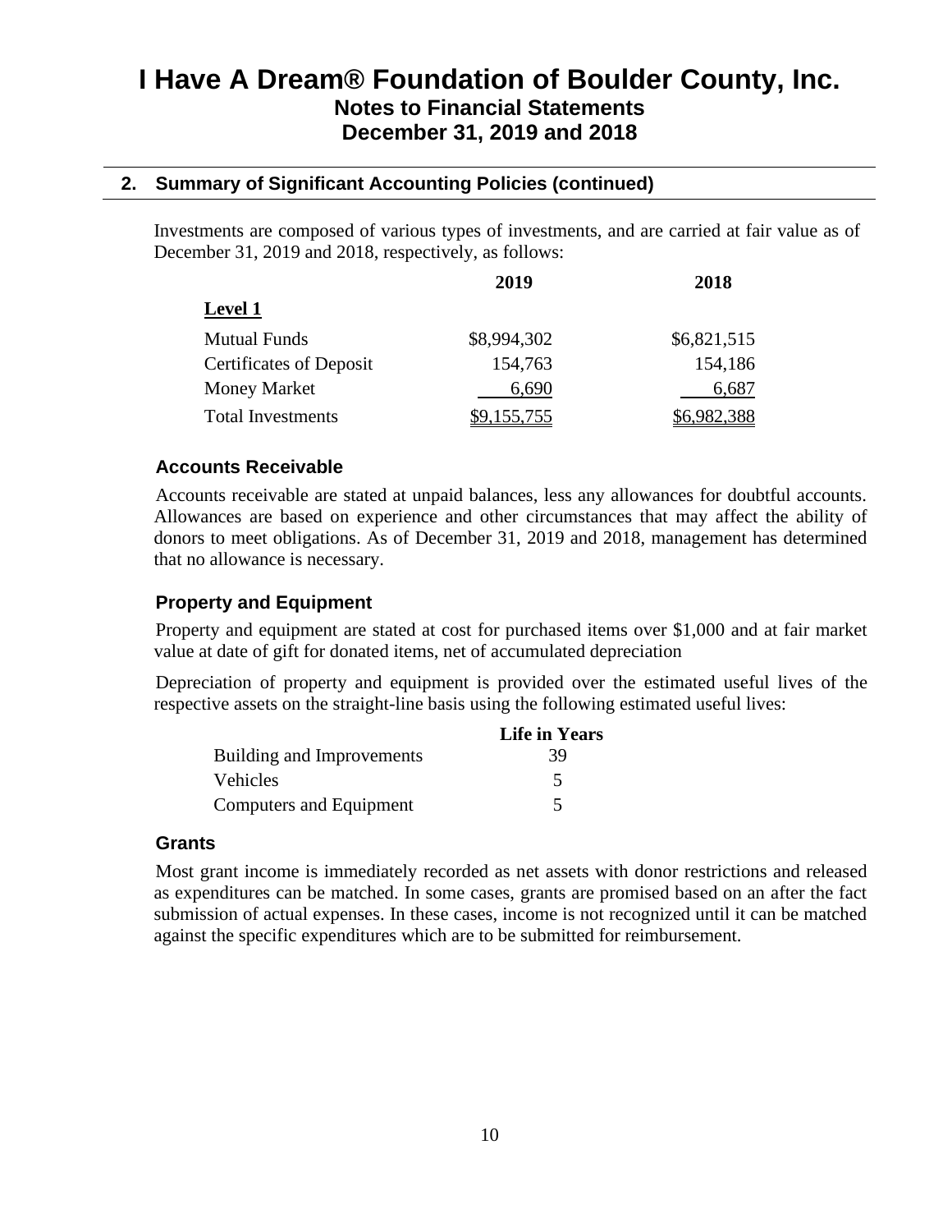# I Have A Dream® Foundation of Boulder County, Inc.

## Notes to Financial Statements

## December 31, 2019 and 2018

### 2. Summary of Significant Accounting Policies (continued)

Investments are composed of various types of investments, and are carried at fair value as of December 31, 2019 and 2018, respectively, as follows:

| | 2019 | 2018 |
|---|---|---|
| **Level 1** | | |
| Mutual Funds | $8,994,302 | $6,821,515 |
| Certificates of Deposit | 154,763 | 154,186 |
| Money Market | 6,690 | 6,687 |
| Total Investments | $9,155,755 | $6,982,388 |

#### Accounts Receivable

Accounts receivable are stated at unpaid balances, less any allowances for doubtful accounts. Allowances are based on experience and other circumstances that may affect the ability of donors to meet obligations. As of December 31, 2019 and 2018, management has determined that no allowance is necessary.

#### Property and Equipment

Property and equipment are stated at cost for purchased items over $1,000 and at fair market value at date of gift for donated items, net of accumulated depreciation

Depreciation of property and equipment is provided over the estimated useful lives of the respective assets on the straight-line basis using the following estimated useful lives:

| | Life in Years |
|---|---|
| Building and Improvements | 39 |
| Vehicles | 5 |
| Computers and Equipment | 5 |

#### Grants

Most grant income is immediately recorded as net assets with donor restrictions and released as expenditures can be matched. In some cases, grants are promised based on an after the fact submission of actual expenses. In these cases, income is not recognized until it can be matched against the specific expenditures which are to be submitted for reimbursement.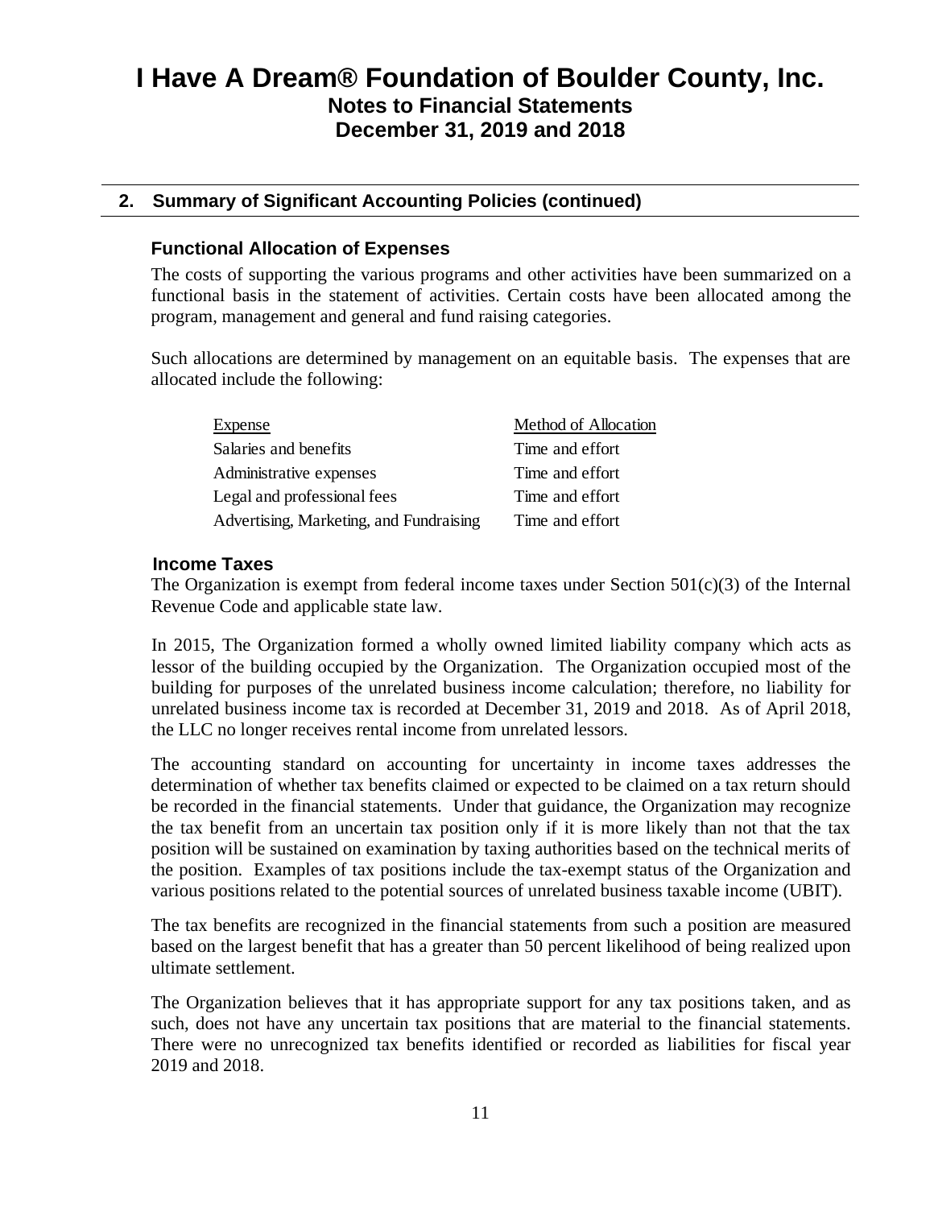# I Have A Dream® Foundation of Boulder County, Inc.

## Notes to Financial Statements

## December 31, 2019 and 2018

### 2. Summary of Significant Accounting Policies (continued)

#### Functional Allocation of Expenses

The costs of supporting the various programs and other activities have been summarized on a functional basis in the statement of activities. Certain costs have been allocated among the program, management and general and fund raising categories.

Such allocations are determined by management on an equitable basis. The expenses that are allocated include the following:

| Expense | Method of Allocation |
|---|---|
| Salaries and benefits | Time and effort |
| Administrative expenses | Time and effort |
| Legal and professional fees | Time and effort |
| Advertising, Marketing, and Fundraising | Time and effort |

#### Income Taxes

The Organization is exempt from federal income taxes under Section 501(c)(3) of the Internal Revenue Code and applicable state law.

In 2015, The Organization formed a wholly owned limited liability company which acts as lessor of the building occupied by the Organization. The Organization occupied most of the building for purposes of the unrelated business income calculation; therefore, no liability for unrelated business income tax is recorded at December 31, 2019 and 2018. As of April 2018, the LLC no longer receives rental income from unrelated lessors.

The accounting standard on accounting for uncertainty in income taxes addresses the determination of whether tax benefits claimed or expected to be claimed on a tax return should be recorded in the financial statements. Under that guidance, the Organization may recognize the tax benefit from an uncertain tax position only if it is more likely than not that the tax position will be sustained on examination by taxing authorities based on the technical merits of the position. Examples of tax positions include the tax-exempt status of the Organization and various positions related to the potential sources of unrelated business taxable income (UBIT).

The tax benefits are recognized in the financial statements from such a position are measured based on the largest benefit that has a greater than 50 percent likelihood of being realized upon ultimate settlement.

The Organization believes that it has appropriate support for any tax positions taken, and as such, does not have any uncertain tax positions that are material to the financial statements. There were no unrecognized tax benefits identified or recorded as liabilities for fiscal year 2019 and 2018.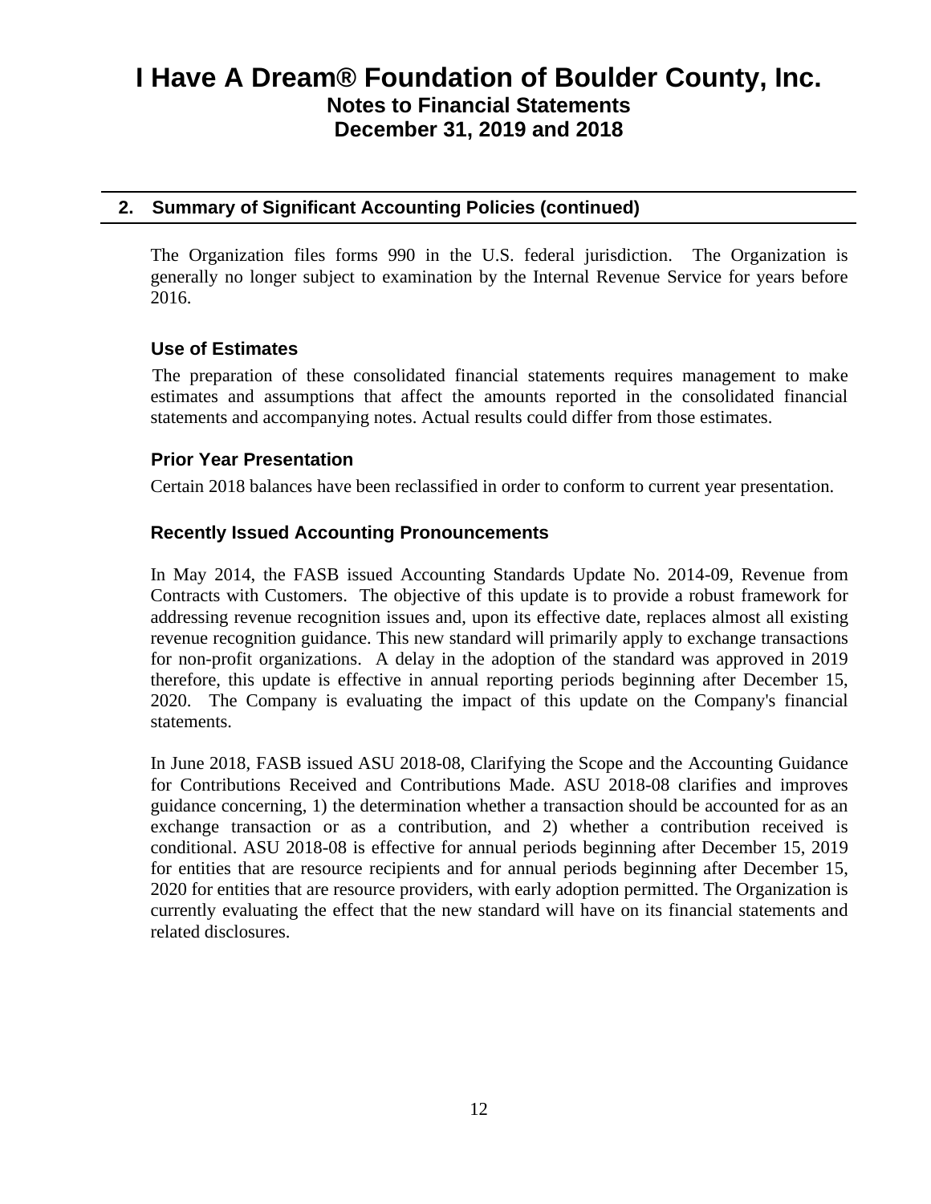## 2. Summary of Significant Accounting Policies (continued)

The Organization files forms 990 in the U.S. federal jurisdiction. The Organization is generally no longer subject to examination by the Internal Revenue Service for years before 2016.

### Use of Estimates

The preparation of these consolidated financial statements requires management to make estimates and assumptions that affect the amounts reported in the consolidated financial statements and accompanying notes. Actual results could differ from those estimates.

### Prior Year Presentation

Certain 2018 balances have been reclassified in order to conform to current year presentation.

### Recently Issued Accounting Pronouncements

In May 2014, the FASB issued Accounting Standards Update No. 2014-09, Revenue from Contracts with Customers. The objective of this update is to provide a robust framework for addressing revenue recognition issues and, upon its effective date, replaces almost all existing revenue recognition guidance. This new standard will primarily apply to exchange transactions for non-profit organizations. A delay in the adoption of the standard was approved in 2019 therefore, this update is effective in annual reporting periods beginning after December 15, 2020. The Company is evaluating the impact of this update on the Company's financial statements.

In June 2018, FASB issued ASU 2018-08, Clarifying the Scope and the Accounting Guidance for Contributions Received and Contributions Made. ASU 2018-08 clarifies and improves guidance concerning, 1) the determination whether a transaction should be accounted for as an exchange transaction or as a contribution, and 2) whether a contribution received is conditional. ASU 2018-08 is effective for annual periods beginning after December 15, 2019 for entities that are resource recipients and for annual periods beginning after December 15, 2020 for entities that are resource providers, with early adoption permitted. The Organization is currently evaluating the effect that the new standard will have on its financial statements and related disclosures.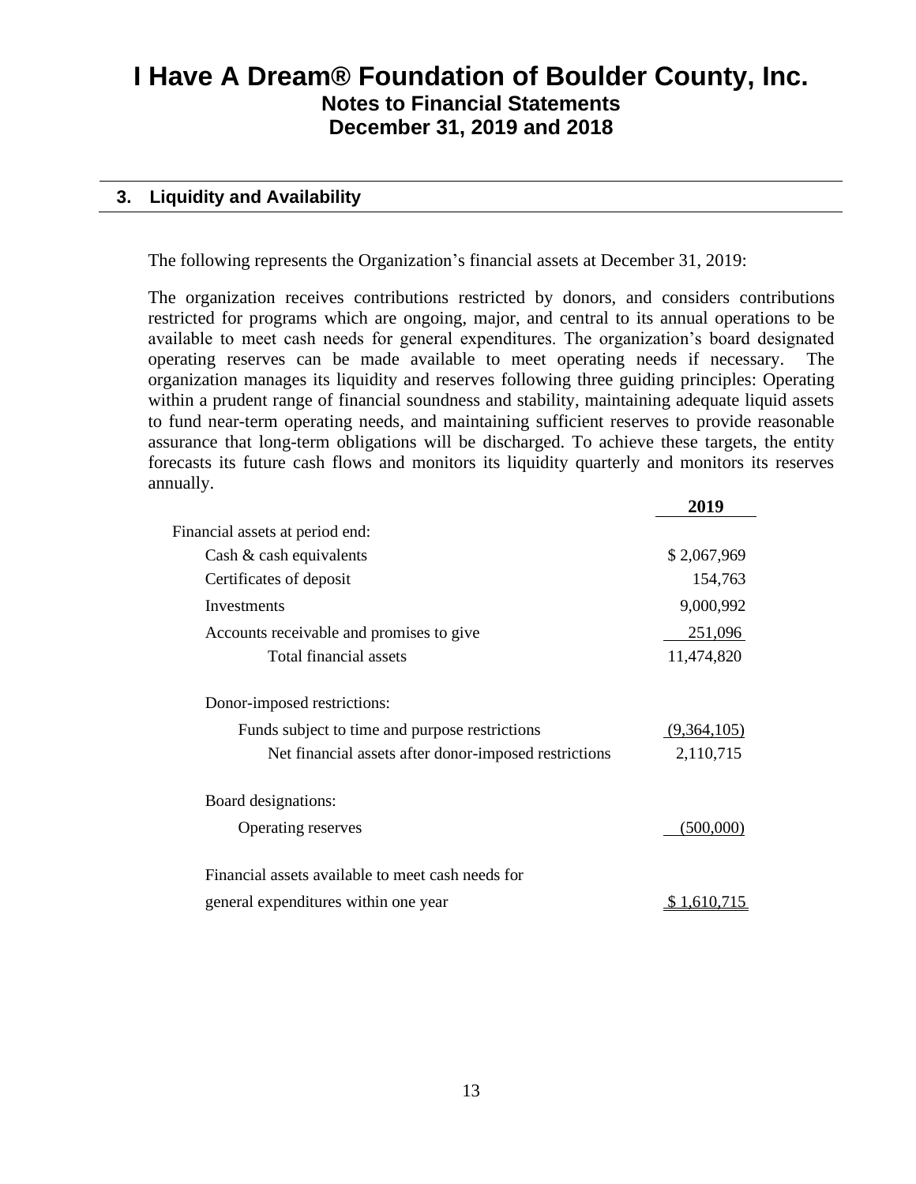# I Have A Dream® Foundation of Boulder County, Inc.
## Notes to Financial Statements
## December 31, 2019 and 2018

### 3. Liquidity and Availability

The following represents the Organization's financial assets at December 31, 2019:

The organization receives contributions restricted by donors, and considers contributions restricted for programs which are ongoing, major, and central to its annual operations to be available to meet cash needs for general expenditures. The organization's board designated operating reserves can be made available to meet operating needs if necessary. The organization manages its liquidity and reserves following three guiding principles: Operating within a prudent range of financial soundness and stability, maintaining adequate liquid assets to fund near-term operating needs, and maintaining sufficient reserves to provide reasonable assurance that long-term obligations will be discharged. To achieve these targets, the entity forecasts its future cash flows and monitors its liquidity quarterly and monitors its reserves annually.

| | 2019 |
|---|---|
| Financial assets at period end: | |
| Cash & cash equivalents | $ 2,067,969 |
| Certificates of deposit | 154,763 |
| Investments | 9,000,992 |
| Accounts receivable and promises to give | 251,096 |
| Total financial assets | 11,474,820 |
| Donor-imposed restrictions: | |
| Funds subject to time and purpose restrictions | (9,364,105) |
| Net financial assets after donor-imposed restrictions | 2,110,715 |
| Board designations: | |
| Operating reserves | (500,000) |
| Financial assets available to meet cash needs for general expenditures within one year | $ 1,610,715 |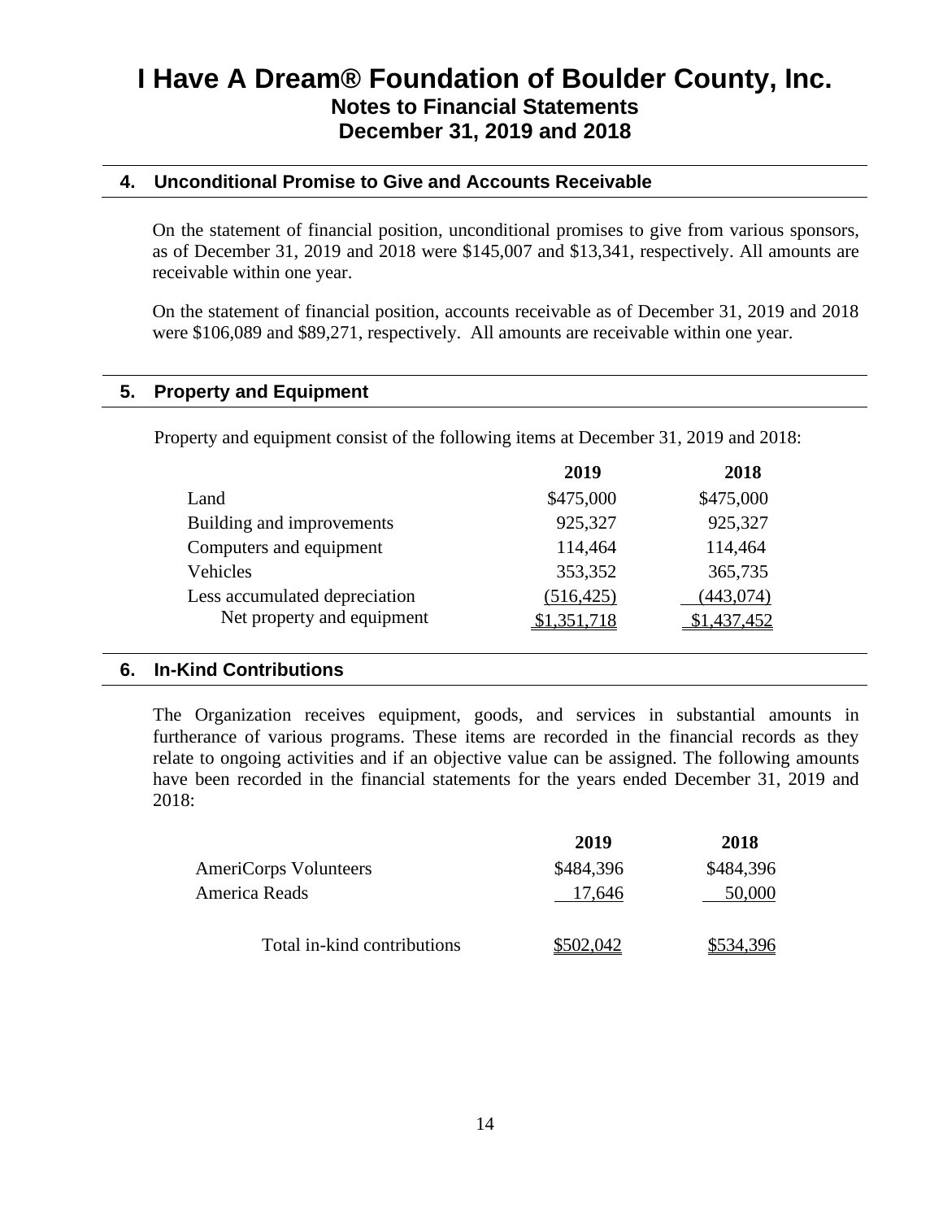# I Have A Dream® Foundation of Boulder County, Inc.
## Notes to Financial Statements
## December 31, 2019 and 2018

### 4. Unconditional Promise to Give and Accounts Receivable

On the statement of financial position, unconditional promises to give from various sponsors, as of December 31, 2019 and 2018 were $145,007 and $13,341, respectively. All amounts are receivable within one year.

On the statement of financial position, accounts receivable as of December 31, 2019 and 2018 were $106,089 and $89,271, respectively. All amounts are receivable within one year.

### 5. Property and Equipment

Property and equipment consist of the following items at December 31, 2019 and 2018:

| | 2019 | 2018 |
|---|---|---|
| Land | $475,000 | $475,000 |
| Building and improvements | 925,327 | 925,327 |
| Computers and equipment | 114,464 | 114,464 |
| Vehicles | 353,352 | 365,735 |
| Less accumulated depreciation | (516,425) | (443,074) |
| Net property and equipment | $1,351,718 | $1,437,452 |

### 6. In-Kind Contributions

The Organization receives equipment, goods, and services in substantial amounts in furtherance of various programs. These items are recorded in the financial records as they relate to ongoing activities and if an objective value can be assigned. The following amounts have been recorded in the financial statements for the years ended December 31, 2019 and 2018:

| | 2019 | 2018 |
|---|---|---|
| AmeriCorps Volunteers | $484,396 | $484,396 |
| America Reads | 17,646 | 50,000 |
| Total in-kind contributions | $502,042 | $534,396 |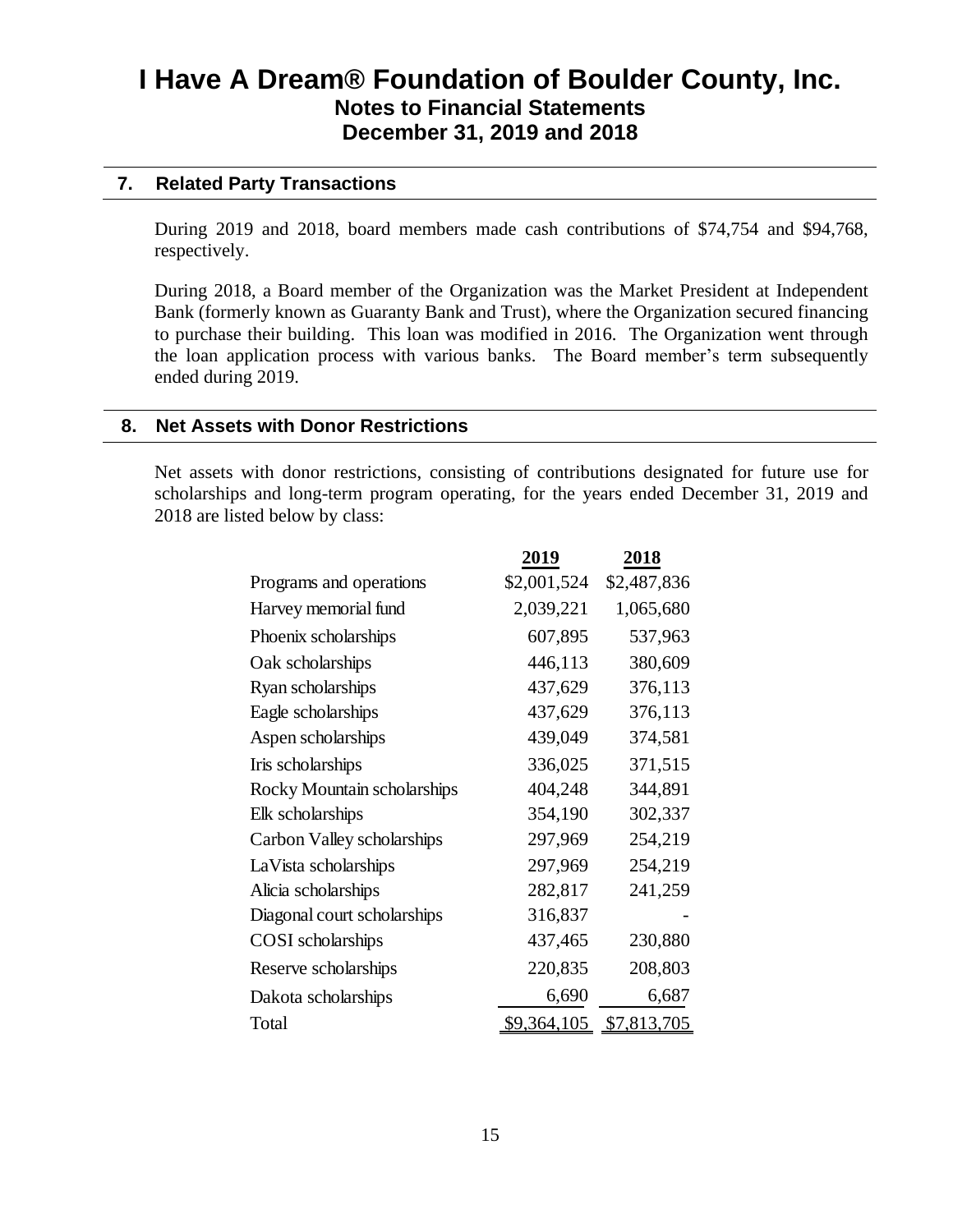# I Have A Dream® Foundation of Boulder County, Inc.
## Notes to Financial Statements
## December 31, 2019 and 2018

### 7. Related Party Transactions

During 2019 and 2018, board members made cash contributions of $74,754 and $94,768, respectively.

During 2018, a Board member of the Organization was the Market President at Independent Bank (formerly known as Guaranty Bank and Trust), where the Organization secured financing to purchase their building. This loan was modified in 2016. The Organization went through the loan application process with various banks. The Board member's term subsequently ended during 2019.

### 8. Net Assets with Donor Restrictions

Net assets with donor restrictions, consisting of contributions designated for future use for scholarships and long-term program operating, for the years ended December 31, 2019 and 2018 are listed below by class:

| | 2019 | 2018 |
|---|---|---|
| Programs and operations | $2,001,524 | $2,487,836 |
| Harvey memorial fund | 2,039,221 | 1,065,680 |
| Phoenix scholarships | 607,895 | 537,963 |
| Oak scholarships | 446,113 | 380,609 |
| Ryan scholarships | 437,629 | 376,113 |
| Eagle scholarships | 437,629 | 376,113 |
| Aspen scholarships | 439,049 | 374,581 |
| Iris scholarships | 336,025 | 371,515 |
| Rocky Mountain scholarships | 404,248 | 344,891 |
| Elk scholarships | 354,190 | 302,337 |
| Carbon Valley scholarships | 297,969 | 254,219 |
| LaVista scholarships | 297,969 | 254,219 |
| Alicia scholarships | 282,817 | 241,259 |
| Diagonal court scholarships | 316,837 | - |
| COSI scholarships | 437,465 | 230,880 |
| Reserve scholarships | 220,835 | 208,803 |
| Dakota scholarships | 6,690 | 6,687 |
| Total | $9,364,105 | $7,813,705 |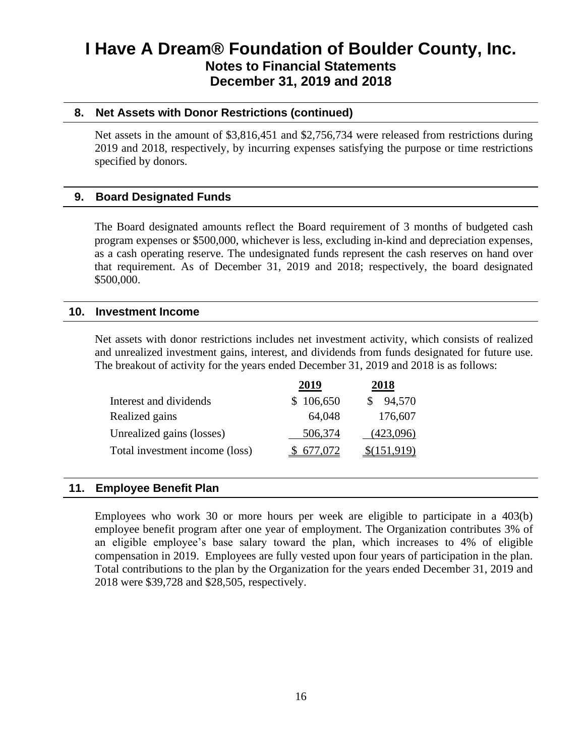## 8. Net Assets with Donor Restrictions (continued)

Net assets in the amount of $3,816,451 and $2,756,734 were released from restrictions during 2019 and 2018, respectively, by incurring expenses satisfying the purpose or time restrictions specified by donors.

## 9. Board Designated Funds

The Board designated amounts reflect the Board requirement of 3 months of budgeted cash program expenses or $500,000, whichever is less, excluding in-kind and depreciation expenses, as a cash operating reserve. The undesignated funds represent the cash reserves on hand over that requirement. As of December 31, 2019 and 2018; respectively, the board designated $500,000.

## 10. Investment Income

Net assets with donor restrictions includes net investment activity, which consists of realized and unrealized investment gains, interest, and dividends from funds designated for future use. The breakout of activity for the years ended December 31, 2019 and 2018 is as follows:

| | 2019 | 2018 |
|---|---|---|
| Interest and dividends | $ 106,650 | $ 94,570 |
| Realized gains | 64,048 | 176,607 |
| Unrealized gains (losses) | 506,374 | (423,096) |
| Total investment income (loss) | $ 677,072 | $(151,919) |

## 11. Employee Benefit Plan

Employees who work 30 or more hours per week are eligible to participate in a 403(b) employee benefit program after one year of employment. The Organization contributes 3% of an eligible employee's base salary toward the plan, which increases to 4% of eligible compensation in 2019. Employees are fully vested upon four years of participation in the plan. Total contributions to the plan by the Organization for the years ended December 31, 2019 and 2018 were $39,728 and $28,505, respectively.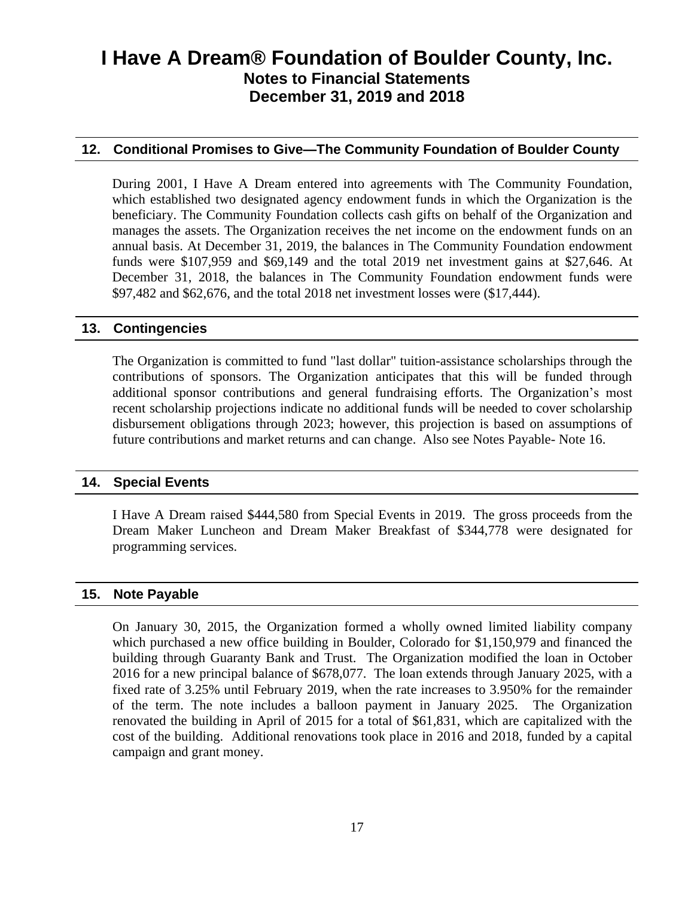## 12. Conditional Promises to Give—The Community Foundation of Boulder County

During 2001, I Have A Dream entered into agreements with The Community Foundation, which established two designated agency endowment funds in which the Organization is the beneficiary. The Community Foundation collects cash gifts on behalf of the Organization and manages the assets. The Organization receives the net income on the endowment funds on an annual basis. At December 31, 2019, the balances in The Community Foundation endowment funds were $107,959 and $69,149 and the total 2019 net investment gains at $27,646. At December 31, 2018, the balances in The Community Foundation endowment funds were $97,482 and $62,676, and the total 2018 net investment losses were ($17,444).

## 13. Contingencies

The Organization is committed to fund "last dollar" tuition-assistance scholarships through the contributions of sponsors. The Organization anticipates that this will be funded through additional sponsor contributions and general fundraising efforts. The Organization's most recent scholarship projections indicate no additional funds will be needed to cover scholarship disbursement obligations through 2023; however, this projection is based on assumptions of future contributions and market returns and can change. Also see Notes Payable- Note 16.

## 14. Special Events

I Have A Dream raised $444,580 from Special Events in 2019. The gross proceeds from the Dream Maker Luncheon and Dream Maker Breakfast of $344,778 were designated for programming services.

## 15. Note Payable

On January 30, 2015, the Organization formed a wholly owned limited liability company which purchased a new office building in Boulder, Colorado for $1,150,979 and financed the building through Guaranty Bank and Trust. The Organization modified the loan in October 2016 for a new principal balance of $678,077. The loan extends through January 2025, with a fixed rate of 3.25% until February 2019, when the rate increases to 3.950% for the remainder of the term. The note includes a balloon payment in January 2025. The Organization renovated the building in April of 2015 for a total of $61,831, which are capitalized with the cost of the building. Additional renovations took place in 2016 and 2018, funded by a capital campaign and grant money.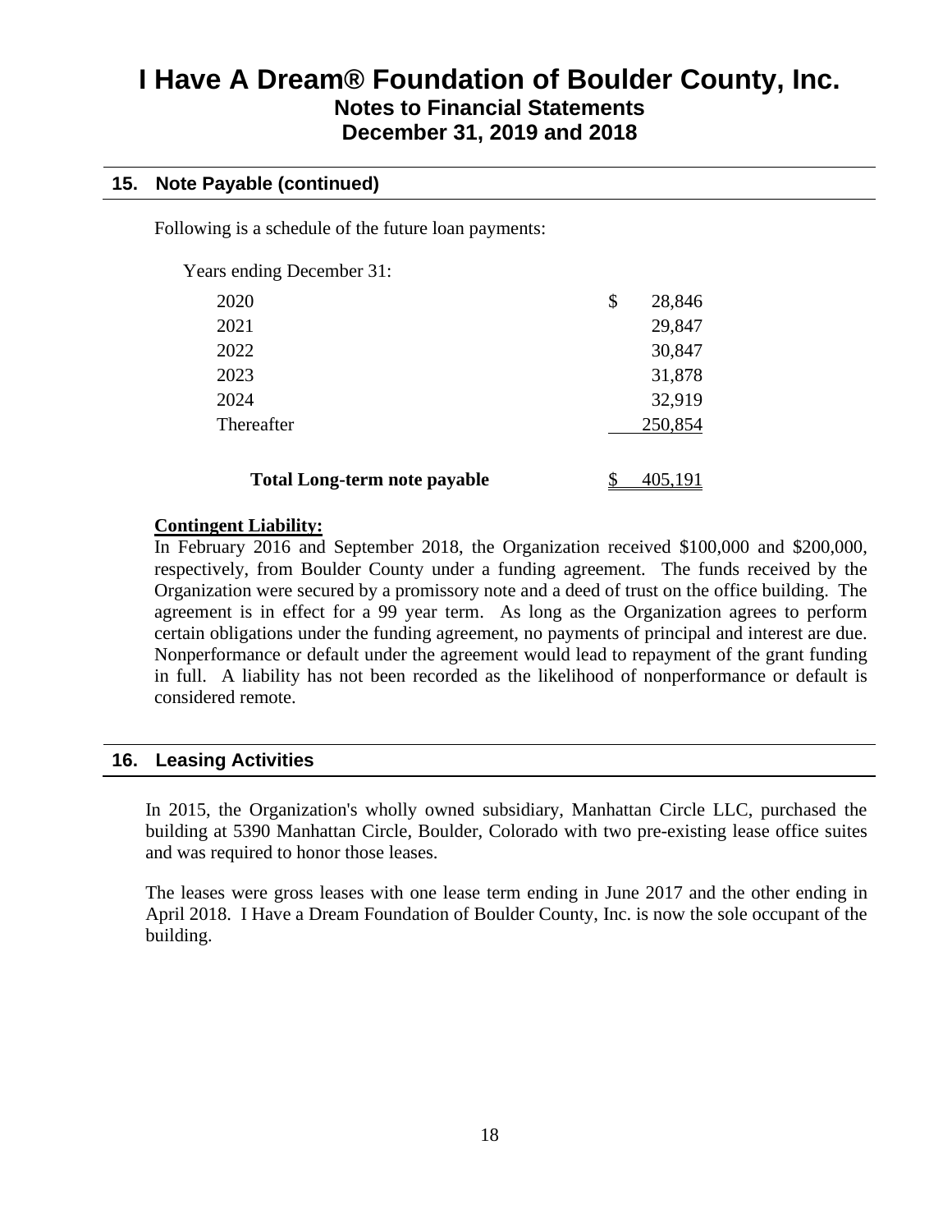# I Have A Dream® Foundation of Boulder County, Inc.

## Notes to Financial Statements

## December 31, 2019 and 2018

### 15. Note Payable (continued)

Following is a schedule of the future loan payments:

| Years ending December 31: | |
|---|---|
| 2020 | $ 28,846 |
| 2021 | 29,847 |
| 2022 | 30,847 |
| 2023 | 31,878 |
| 2024 | 32,919 |
| Thereafter | 250,854 |
| **Total Long-term note payable** | $ 405,191 |

**Contingent Liability:**

In February 2016 and September 2018, the Organization received $100,000 and $200,000, respectively, from Boulder County under a funding agreement. The funds received by the Organization were secured by a promissory note and a deed of trust on the office building. The agreement is in effect for a 99 year term. As long as the Organization agrees to perform certain obligations under the funding agreement, no payments of principal and interest are due. Nonperformance or default under the agreement would lead to repayment of the grant funding in full. A liability has not been recorded as the likelihood of nonperformance or default is considered remote.

### 16. Leasing Activities

In 2015, the Organization's wholly owned subsidiary, Manhattan Circle LLC, purchased the building at 5390 Manhattan Circle, Boulder, Colorado with two pre-existing lease office suites and was required to honor those leases.

The leases were gross leases with one lease term ending in June 2017 and the other ending in April 2018. I Have a Dream Foundation of Boulder County, Inc. is now the sole occupant of the building.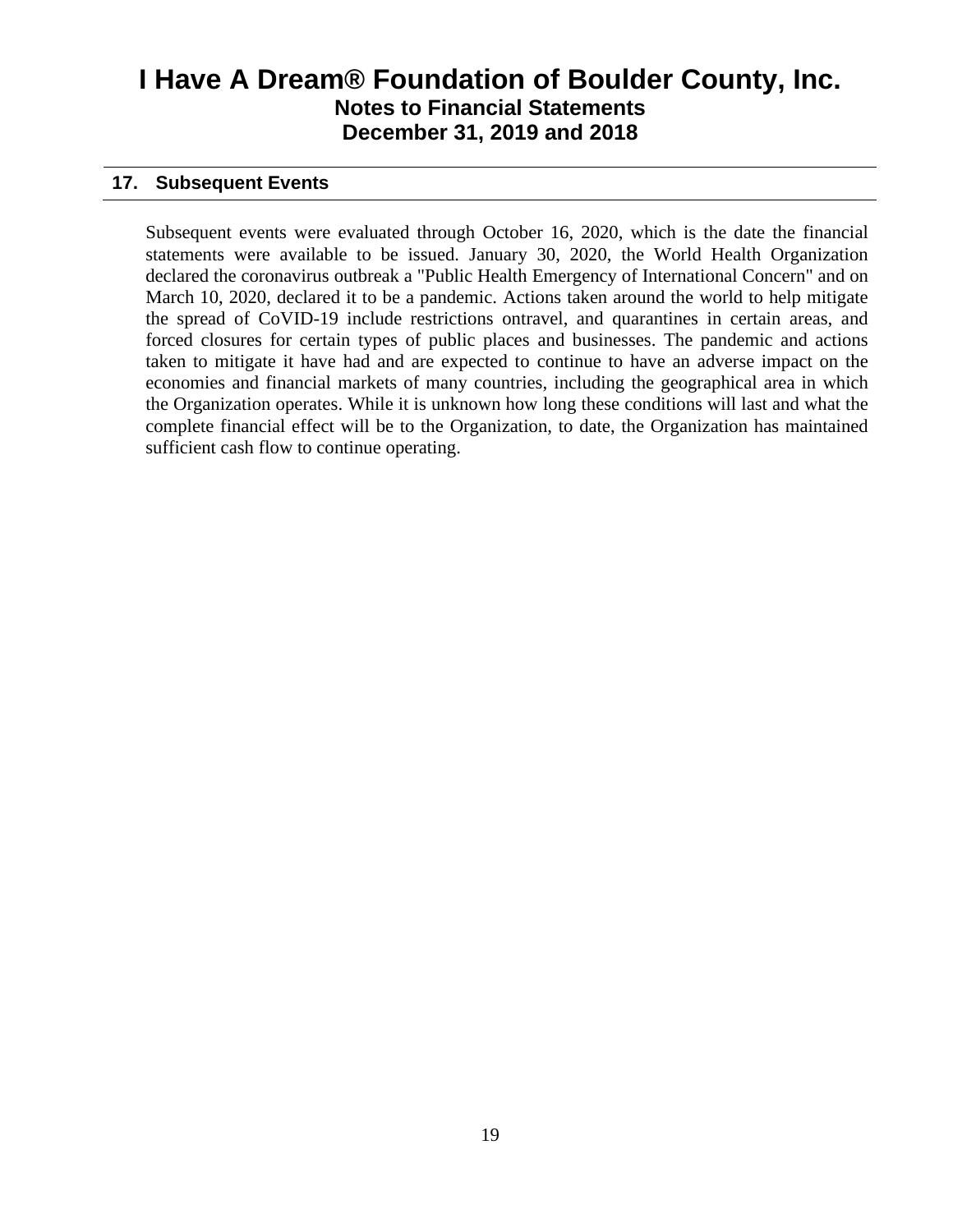# I Have A Dream® Foundation of Boulder County, Inc.
## Notes to Financial Statements
## December 31, 2019 and 2018

### 17. Subsequent Events

Subsequent events were evaluated through October 16, 2020, which is the date the financial statements were available to be issued. January 30, 2020, the World Health Organization declared the coronavirus outbreak a "Public Health Emergency of International Concern" and on March 10, 2020, declared it to be a pandemic. Actions taken around the world to help mitigate the spread of CoVID-19 include restrictions ontravel, and quarantines in certain areas, and forced closures for certain types of public places and businesses. The pandemic and actions taken to mitigate it have had and are expected to continue to have an adverse impact on the economies and financial markets of many countries, including the geographical area in which the Organization operates. While it is unknown how long these conditions will last and what the complete financial effect will be to the Organization, to date, the Organization has maintained sufficient cash flow to continue operating.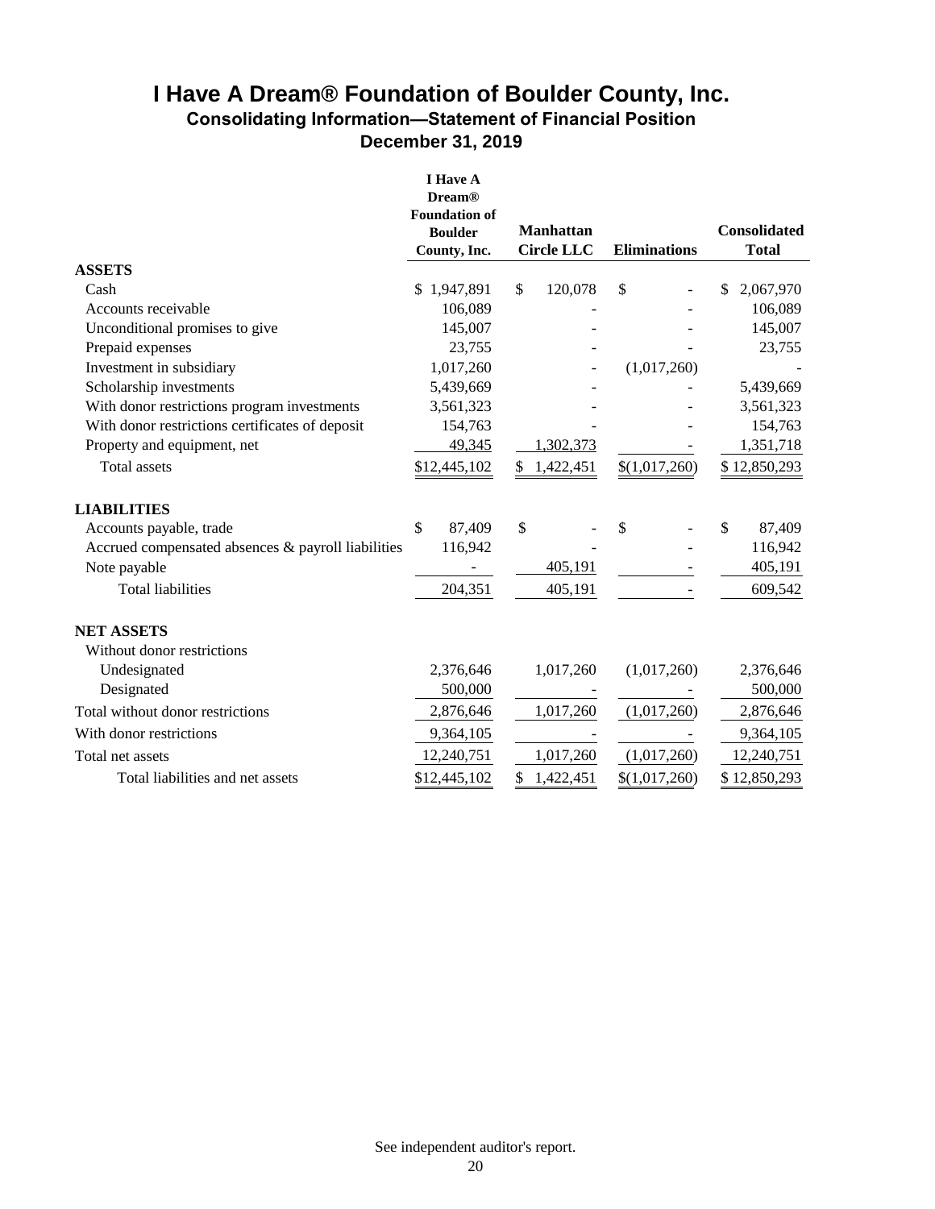# I Have A Dream® Foundation of Boulder County, Inc.

## Consolidating Information—Statement of Financial Position

## December 31, 2019

| | I Have A Dream® Foundation of Boulder County, Inc. | Manhattan Circle LLC | Eliminations | Consolidated Total |
|---|---|---|---|---|
| **ASSETS** | | | | |
| Cash | $ 1,947,891 | $ 120,078 | $ - | $ 2,067,970 |
| Accounts receivable | 106,089 | - | - | 106,089 |
| Unconditional promises to give | 145,007 | - | - | 145,007 |
| Prepaid expenses | 23,755 | - | - | 23,755 |
| Investment in subsidiary | 1,017,260 | - | (1,017,260) | - |
| Scholarship investments | 5,439,669 | - | - | 5,439,669 |
| With donor restrictions program investments | 3,561,323 | - | - | 3,561,323 |
| With donor restrictions certificates of deposit | 154,763 | - | - | 154,763 |
| Property and equipment, net | 49,345 | 1,302,373 | - | 1,351,718 |
| Total assets | $12,445,102 | $ 1,422,451 | $(1,017,260) | $ 12,850,293 |
| **LIABILITIES** | | | | |
| Accounts payable, trade | $ 87,409 | $ - | $ - | $ 87,409 |
| Accrued compensated absences & payroll liabilities | 116,942 | - | - | 116,942 |
| Note payable | - | 405,191 | - | 405,191 |
| Total liabilities | 204,351 | 405,191 | - | 609,542 |
| **NET ASSETS** | | | | |
| Without donor restrictions | | | | |
| Undesignated | 2,376,646 | 1,017,260 | (1,017,260) | 2,376,646 |
| Designated | 500,000 | - | - | 500,000 |
| Total without donor restrictions | 2,876,646 | 1,017,260 | (1,017,260) | 2,876,646 |
| With donor restrictions | 9,364,105 | - | - | 9,364,105 |
| Total net assets | 12,240,751 | 1,017,260 | (1,017,260) | 12,240,751 |
| Total liabilities and net assets | $12,445,102 | $ 1,422,451 | $(1,017,260) | $ 12,850,293 |

See independent auditor's report.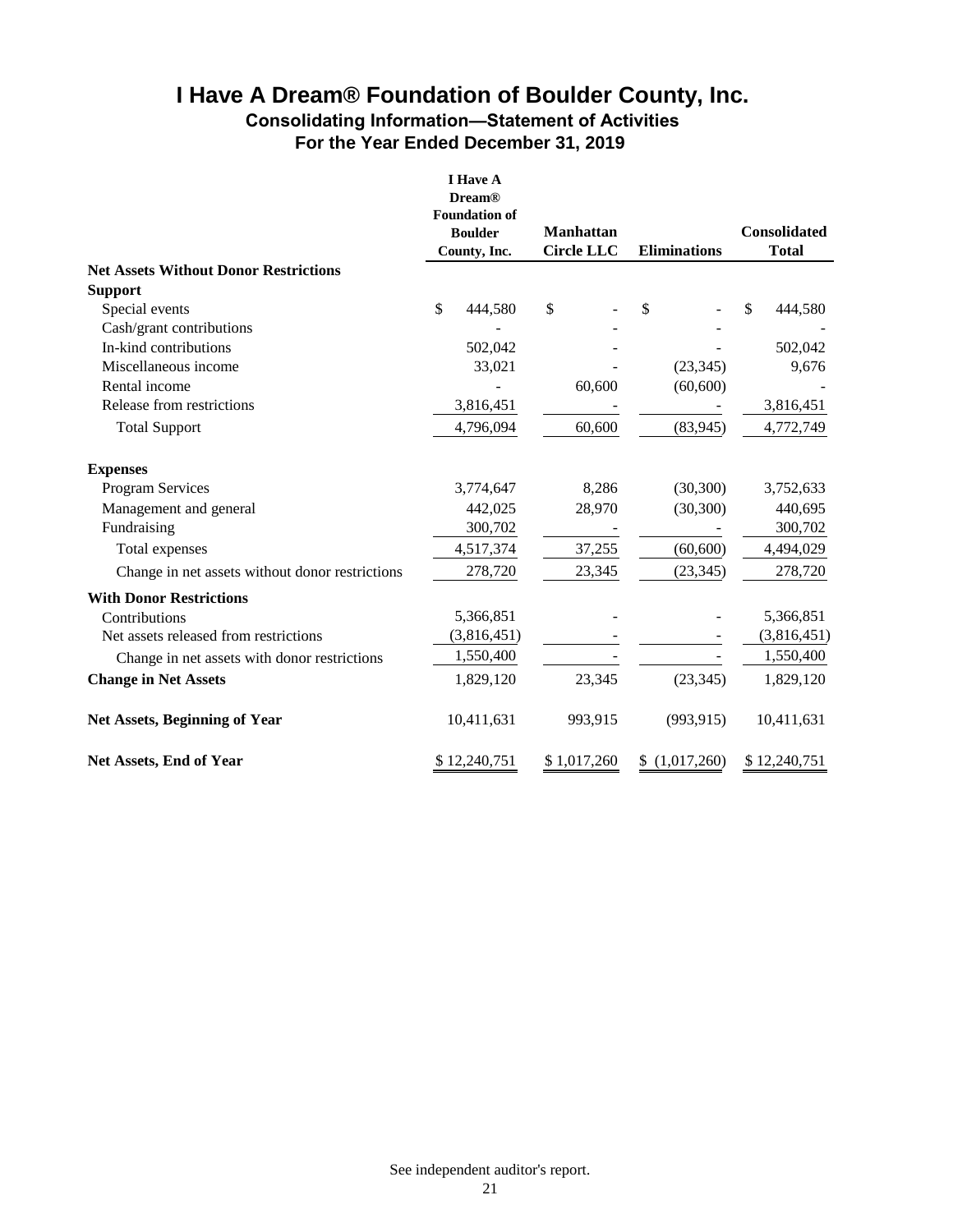# I Have A Dream® Foundation of Boulder County, Inc.

## Consolidating Information—Statement of Activities

## For the Year Ended December 31, 2019

| | I Have A Dream® Foundation of Boulder County, Inc. | Manhattan Circle LLC | Eliminations | Consolidated Total |
|---|---|---|---|---|
| **Net Assets Without Donor Restrictions** | | | | |
| **Support** | | | | |
| Special events | $ 444,580 | $ - | $ - | $ 444,580 |
| Cash/grant contributions | - | - | - | - |
| In-kind contributions | 502,042 | - | - | 502,042 |
| Miscellaneous income | 33,021 | - | (23,345) | 9,676 |
| Rental income | - | 60,600 | (60,600) | - |
| Release from restrictions | 3,816,451 | - | - | 3,816,451 |
| Total Support | 4,796,094 | 60,600 | (83,945) | 4,772,749 |
| **Expenses** | | | | |
| Program Services | 3,774,647 | 8,286 | (30,300) | 3,752,633 |
| Management and general | 442,025 | 28,970 | (30,300) | 440,695 |
| Fundraising | 300,702 | - | - | 300,702 |
| Total expenses | 4,517,374 | 37,255 | (60,600) | 4,494,029 |
| Change in net assets without donor restrictions | 278,720 | 23,345 | (23,345) | 278,720 |
| **With Donor Restrictions** | | | | |
| Contributions | 5,366,851 | - | - | 5,366,851 |
| Net assets released from restrictions | (3,816,451) | - | - | (3,816,451) |
| Change in net assets with donor restrictions | 1,550,400 | - | - | 1,550,400 |
| **Change in Net Assets** | 1,829,120 | 23,345 | (23,345) | 1,829,120 |
| **Net Assets, Beginning of Year** | 10,411,631 | 993,915 | (993,915) | 10,411,631 |
| **Net Assets, End of Year** | $ 12,240,751 | $ 1,017,260 | $ (1,017,260) | $ 12,240,751 |

See independent auditor's report.